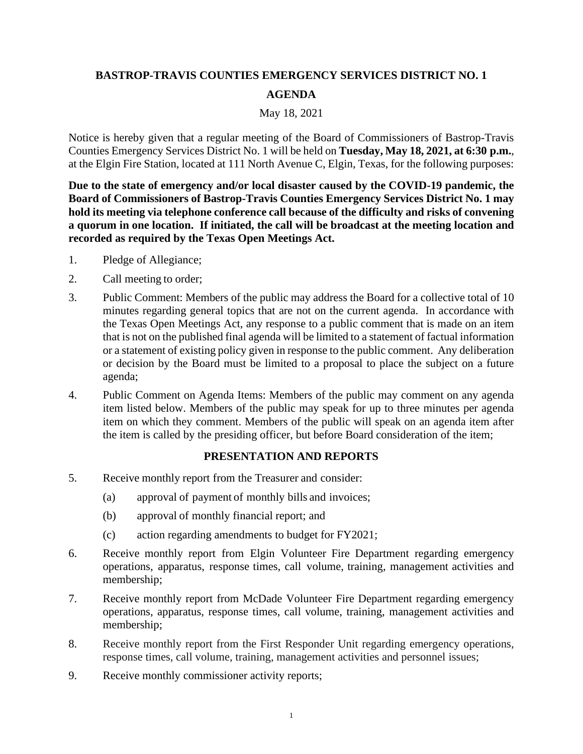# BASTROP-TRAVIS COUNTIES EMERGENCY SERVICES DISTRICT NO. 1

## AGENDA

May 18, 2021

Notice is hereby given that a regular meeting of the Board of Commissioners of Bastrop-Travis Counties Emergency Services District No. 1 will be held on **Tuesday, May 18, 2021, at 6:30 p.m.**, at the Elgin Fire Station, located at 111 North Avenue C, Elgin, Texas, for the following purposes:

**Due to the state of emergency and/or local disaster caused by the COVID-19 pandemic, the Board of Commissioners of Bastrop-Travis Counties Emergency Services District No. 1 may hold its meeting via telephone conference call because of the difficulty and risks of convening a quorum in one location. If initiated, the call will be broadcast at the meeting location and recorded as required by the Texas Open Meetings Act.**

1. Pledge of Allegiance;
2. Call meeting to order;
3. Public Comment: Members of the public may address the Board for a collective total of 10 minutes regarding general topics that are not on the current agenda. In accordance with the Texas Open Meetings Act, any response to a public comment that is made on an item that is not on the published final agenda will be limited to a statement of factual information or a statement of existing policy given in response to the public comment. Any deliberation or decision by the Board must be limited to a proposal to place the subject on a future agenda;
4. Public Comment on Agenda Items: Members of the public may comment on any agenda item listed below. Members of the public may speak for up to three minutes per agenda item on which they comment. Members of the public will speak on an agenda item after the item is called by the presiding officer, but before Board consideration of the item;

### PRESENTATION AND REPORTS

5. Receive monthly report from the Treasurer and consider:
   (a) approval of payment of monthly bills and invoices;
   (b) approval of monthly financial report; and
   (c) action regarding amendments to budget for FY2021;
6. Receive monthly report from Elgin Volunteer Fire Department regarding emergency operations, apparatus, response times, call volume, training, management activities and membership;
7. Receive monthly report from McDade Volunteer Fire Department regarding emergency operations, apparatus, response times, call volume, training, management activities and membership;
8. Receive monthly report from the First Responder Unit regarding emergency operations, response times, call volume, training, management activities and personnel issues;
9. Receive monthly commissioner activity reports;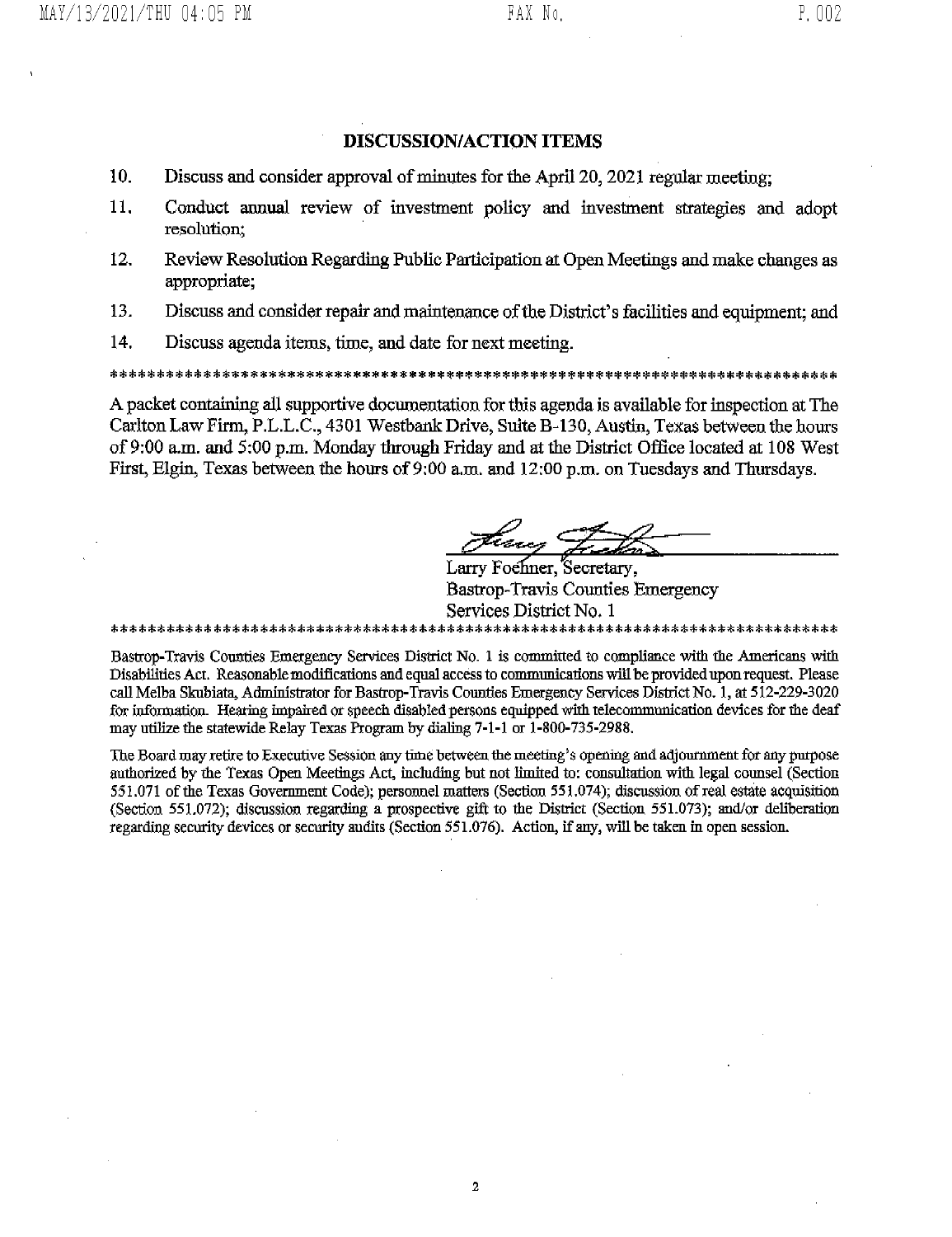## DISCUSSION/ACTION ITEMS

10. Discuss and consider approval of minutes for the April 20, 2021 regular meeting;
11. Conduct annual review of investment policy and investment strategies and adopt resolution;
12. Review Resolution Regarding Public Participation at Open Meetings and make changes as appropriate;
13. Discuss and consider repair and maintenance of the District's facilities and equipment; and
14. Discuss agenda items, time, and date for next meeting.

*******************************************************************************

A packet containing all supportive documentation for this agenda is available for inspection at The Carlton Law Firm, P.L.L.C., 4301 Westbank Drive, Suite B-130, Austin, Texas between the hours of 9:00 a.m. and 5:00 p.m. Monday through Friday and at the District Office located at 108 West First, Elgin, Texas between the hours of 9:00 a.m. and 12:00 p.m. on Tuesdays and Thursdays.

Larry Foehner, Secretary,
Bastrop-Travis Counties Emergency
Services District No. 1

*******************************************************************************

Bastrop-Travis Counties Emergency Services District No. 1 is committed to compliance with the Americans with Disabilities Act. Reasonable modifications and equal access to communications will be provided upon request. Please call Melba Skubiata, Administrator for Bastrop-Travis Counties Emergency Services District No. 1, at 512-229-3020 for information. Hearing impaired or speech disabled persons equipped with telecommunication devices for the deaf may utilize the statewide Relay Texas Program by dialing 7-1-1 or 1-800-735-2988.

The Board may retire to Executive Session any time between the meeting's opening and adjournment for any purpose authorized by the Texas Open Meetings Act, including but not limited to: consultation with legal counsel (Section 551.071 of the Texas Government Code); personnel matters (Section 551.074); discussion of real estate acquisition (Section 551.072); discussion regarding a prospective gift to the District (Section 551.073); and/or deliberation regarding security devices or security audits (Section 551.076). Action, if any, will be taken in open session.